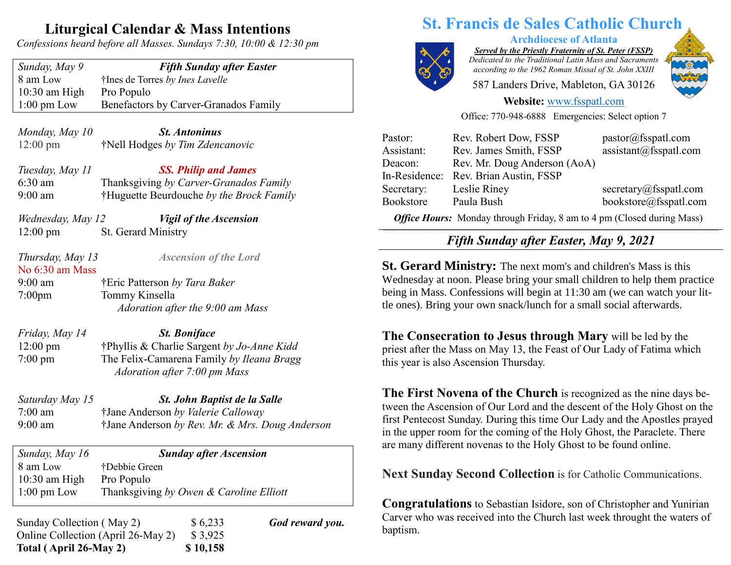# Liturgical Calendar & Mass Intentions

*Confessions heard before all Masses. Sundays 7:30, 10:00 & 12:30 pm*

| *Sunday, May 9* | ***Fifth Sunday after Easter*** |
|---|---|
| 8 am Low | †Ines de Torres *by Ines Lavelle* |
| 10:30 am High | Pro Populo |
| 1:00 pm Low | Benefactors by Carver-Granados Family |

*Monday, May 10* — ***St. Antoninus***
12:00 pm — †Nell Hodges *by Tim Zdencanovic*

*Tuesday, May 11* — ***SS. Philip and James***
6:30 am — Thanksgiving *by Carver-Granados Family*
9:00 am — †Huguette Beurdouche *by the Brock Family*

*Wednesday, May 12* — ***Vigil of the Ascension***
12:00 pm — St. Gerard Ministry

*Thursday, May 13* — ***Ascension of the Lord***
No 6:30 am Mass
9:00 am — †Eric Patterson *by Tara Baker*
7:00pm — Tommy Kinsella
*Adoration after the 9:00 am Mass*

*Friday, May 14* — ***St. Boniface***
12:00 pm — †Phyllis & Charlie Sargent *by Jo-Anne Kidd*
7:00 pm — The Felix-Camarena Family *by Ileana Bragg*
*Adoration after 7:00 pm Mass*

*Saturday May 15* — ***St. John Baptist de la Salle***
7:00 am — †Jane Anderson *by Valerie Calloway*
9:00 am — †Jane Anderson *by Rev. Mr. & Mrs. Doug Anderson*

| *Sunday, May 16* | ***Sunday after Ascension*** |
|---|---|
| 8 am Low | †Debbie Green |
| 10:30 am High | Pro Populo |
| 1:00 pm Low | Thanksgiving *by Owen & Caroline Elliott* |

| | | |
|---|---|---|
| Sunday Collection ( May 2) | $ 6,233 | ***God reward you.*** |
| Online Collection (April 26-May 2) | $ 3,925 | |
| **Total ( April 26-May 2)** | **$ 10,158** | |

# St. Francis de Sales Catholic Church

**Archdiocese of Atlanta**

***Served by the Priestly Fraternity of St. Peter (FSSP)***
*Dedicated to the Traditional Latin Mass and Sacraments according to the 1962 Roman Missal of St. John XXIII*

587 Landers Drive, Mableton, GA 30126

**Website:** www.fsspatl.com

Office: 770-948-6888 Emergencies: Select option 7

| | | |
|---|---|---|
| Pastor: | Rev. Robert Dow, FSSP | pastor@fsspatl.com |
| Assistant: | Rev. James Smith, FSSP | assistant@fsspatl.com |
| Deacon: | Rev. Mr. Doug Anderson (AoA) | |
| In-Residence: | Rev. Brian Austin, FSSP | |
| Secretary: | Leslie Riney | secretary@fsspatl.com |
| Bookstore | Paula Bush | bookstore@fsspatl.com |

***Office Hours:*** Monday through Friday, 8 am to 4 pm (Closed during Mass)

## *Fifth Sunday after Easter, May 9, 2021*

**St. Gerard Ministry:** The next mom's and children's Mass is this Wednesday at noon. Please bring your small children to help them practice being in Mass. Confessions will begin at 11:30 am (we can watch your little ones). Bring your own snack/lunch for a small social afterwards.

**The Consecration to Jesus through Mary** will be led by the priest after the Mass on May 13, the Feast of Our Lady of Fatima which this year is also Ascension Thursday.

**The First Novena of the Church** is recognized as the nine days between the Ascension of Our Lord and the descent of the Holy Ghost on the first Pentecost Sunday. During this time Our Lady and the Apostles prayed in the upper room for the coming of the Holy Ghost, the Paraclete. There are many different novenas to the Holy Ghost to be found online.

**Next Sunday Second Collection** is for Catholic Communications.

**Congratulations** to Sebastian Isidore, son of Christopher and Yunirian Carver who was received into the Church last week throught the waters of baptism.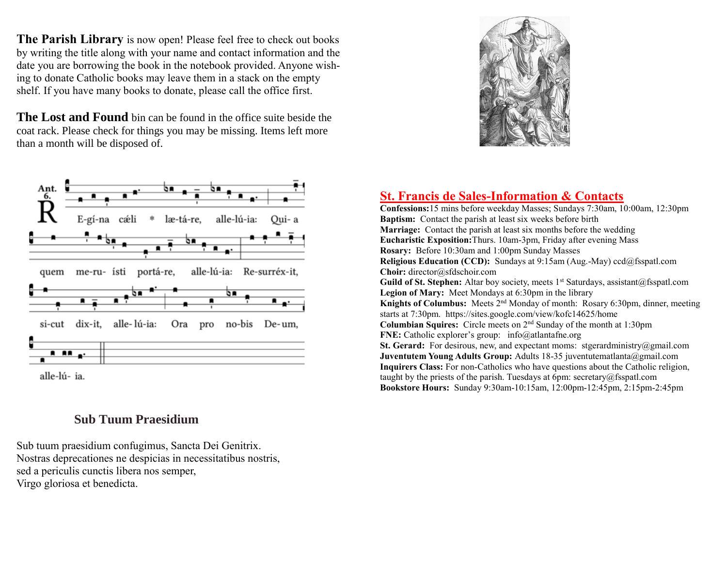**The Parish Library** is now open! Please feel free to check out books by writing the title along with your name and contact information and the date you are borrowing the book in the notebook provided. Anyone wishing to donate Catholic books may leave them in a stack on the empty shelf. If you have many books to donate, please call the office first.

**The Lost and Found** bin can be found in the office suite beside the coat rack. Please check for things you may be missing. Items left more than a month will be disposed of.

Ant. 6.

R E-gí-na cæli * læ-tá-re, alle-lú-ia: Qui- a quem me-ru- ísti portá-re, alle-lú-ia: Re-surréx-it, si-cut dix-it, alle- lú-ia: Ora pro no-bis De-um, alle-lú- ia.

### Sub Tuum Praesidium

Sub tuum praesidium confugimus, Sancta Dei Genitrix.
Nostras deprecationes ne despicias in necessitatibus nostris,
sed a periculis cunctis libera nos semper,
Virgo gloriosa et benedicta.

## St. Francis de Sales-Information & Contacts

**Confessions:** 15 mins before weekday Masses; Sundays 7:30am, 10:00am, 12:30pm
**Baptism:** Contact the parish at least six weeks before birth
**Marriage:** Contact the parish at least six months before the wedding
**Eucharistic Exposition:** Thurs. 10am-3pm, Friday after evening Mass
**Rosary:** Before 10:30am and 1:00pm Sunday Masses
**Religious Education (CCD):** Sundays at 9:15am (Aug.-May) ccd@fsspatl.com
**Choir:** director@sfdschoir.com
**Guild of St. Stephen:** Altar boy society, meets 1st Saturdays, assistant@fsspatl.com
**Legion of Mary:** Meet Mondays at 6:30pm in the library
**Knights of Columbus:** Meets 2nd Monday of month: Rosary 6:30pm, dinner, meeting starts at 7:30pm. https://sites.google.com/view/kofc14625/home
**Columbian Squires:** Circle meets on 2nd Sunday of the month at 1:30pm
**FNE:** Catholic explorer's group: info@atlantafne.org
**St. Gerard:** For desirous, new, and expectant moms: stgerardministry@gmail.com
**Juventutem Young Adults Group:** Adults 18-35 juventutematlanta@gmail.com
**Inquirers Class:** For non-Catholics who have questions about the Catholic religion, taught by the priests of the parish. Tuesdays at 6pm: secretary@fsspatl.com
**Bookstore Hours:** Sunday 9:30am-10:15am, 12:00pm-12:45pm, 2:15pm-2:45pm